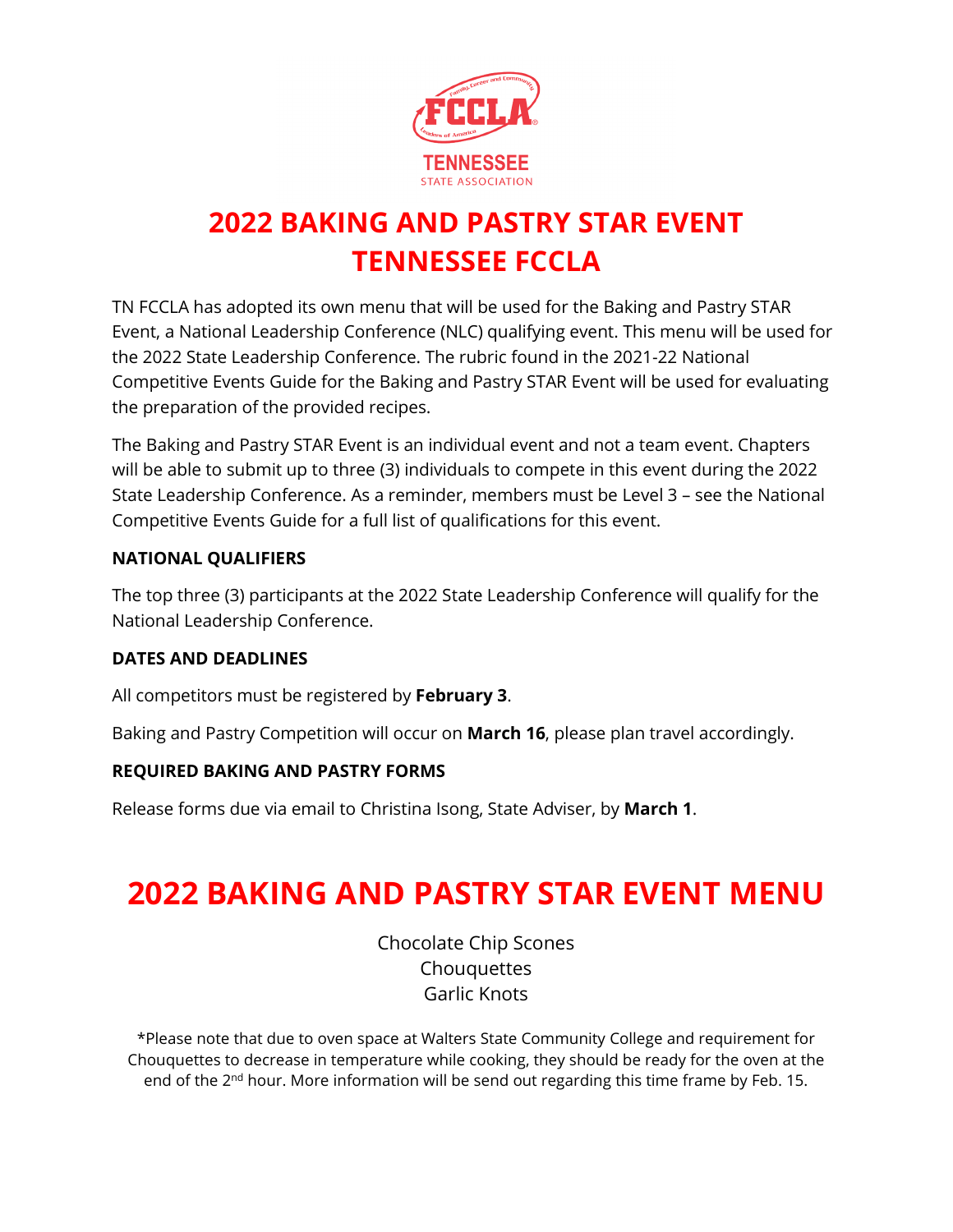# 2022 BAKING AND PASTRY STAR EVENT TENNESSEE FCCLA

TN FCCLA has adopted its own menu that will be used for the Baking and Pastry STAR Event, a National Leadership Conference (NLC) qualifying event. This menu will be used for the 2022 State Leadership Conference. The rubric found in the 2021-22 National Competitive Events Guide for the Baking and Pastry STAR Event will be used for evaluating the preparation of the provided recipes.

The Baking and Pastry STAR Event is an individual event and not a team event. Chapters will be able to submit up to three (3) individuals to compete in this event during the 2022 State Leadership Conference. As a reminder, members must be Level 3 – see the National Competitive Events Guide for a full list of qualifications for this event.

**NATIONAL QUALIFIERS**

The top three (3) participants at the 2022 State Leadership Conference will qualify for the National Leadership Conference.

**DATES AND DEADLINES**

All competitors must be registered by **February 3**.

Baking and Pastry Competition will occur on **March 16**, please plan travel accordingly.

**REQUIRED BAKING AND PASTRY FORMS**

Release forms due via email to Christina Isong, State Adviser, by **March 1**.

# 2022 BAKING AND PASTRY STAR EVENT MENU

Chocolate Chip Scones
Chouquettes
Garlic Knots

*Please note that due to oven space at Walters State Community College and requirement for Chouquettes to decrease in temperature while cooking, they should be ready for the oven at the end of the 2nd hour. More information will be send out regarding this time frame by Feb. 15.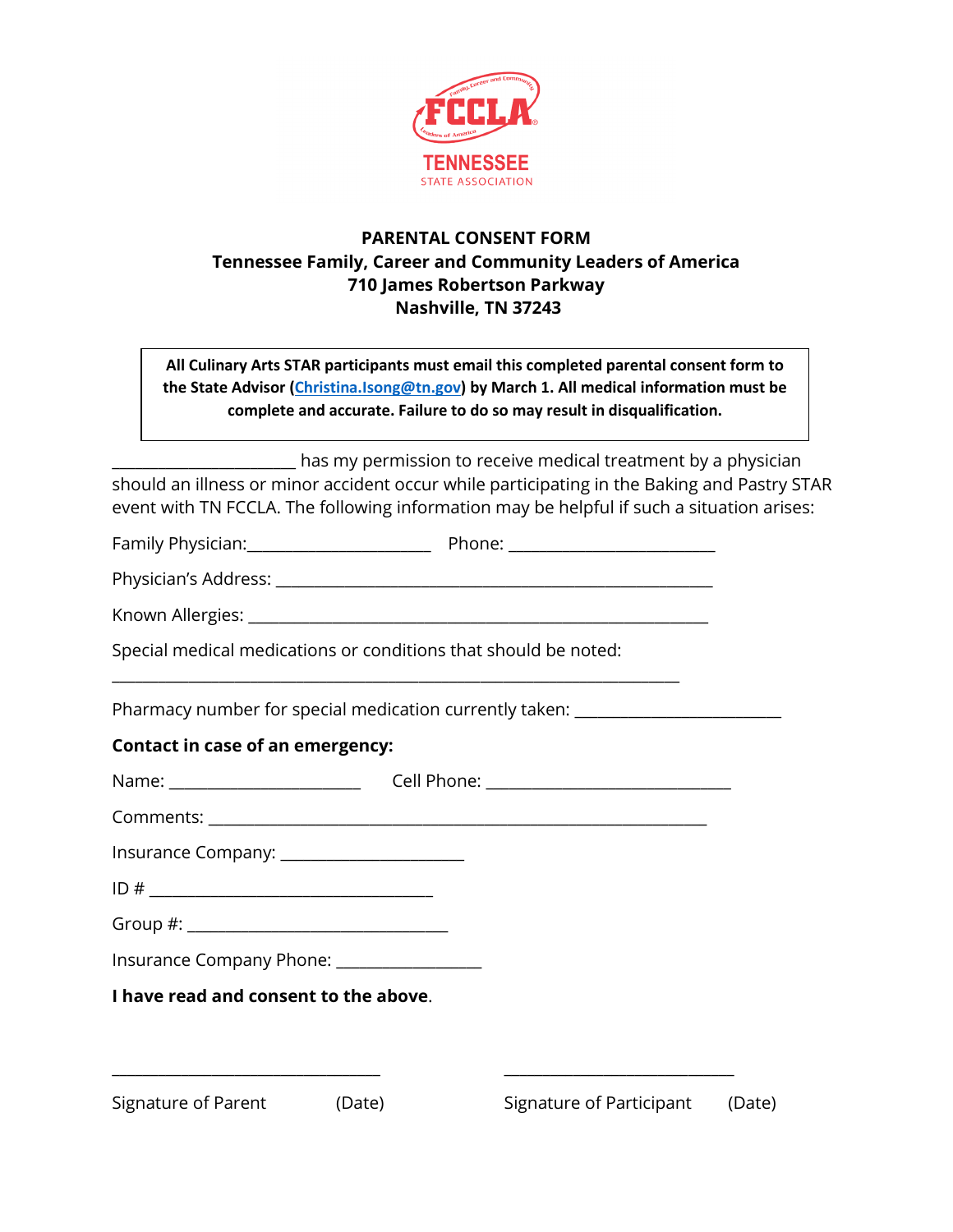**PARENTAL CONSENT FORM**
**Tennessee Family, Career and Community Leaders of America**
**710 James Robertson Parkway**
**Nashville, TN 37243**

**All Culinary Arts STAR participants must email this completed parental consent form to the State Advisor (Christina.Isong@tn.gov) by March 1. All medical information must be complete and accurate. Failure to do so may result in disqualification.**

______________________ has my permission to receive medical treatment by a physician should an illness or minor accident occur while participating in the Baking and Pastry STAR event with TN FCCLA. The following information may be helpful if such a situation arises:

Family Physician:______________________ Phone: _________________________

Physician's Address: _____________________________________________________

Known Allergies: _______________________________________________________

Special medical medications or conditions that should be noted:

_____________________________________________________________________

Pharmacy number for special medication currently taken: _________________________

**Contact in case of an emergency:**

Name: _______________________ Cell Phone: ______________________________

Comments: ___________________________________________________________

Insurance Company: ______________________

ID # __________________________________

Group #: _______________________________

Insurance Company Phone: _________________

**I have read and consent to the above**.

_________________________________ _____________________________

Signature of Parent (Date) Signature of Participant (Date)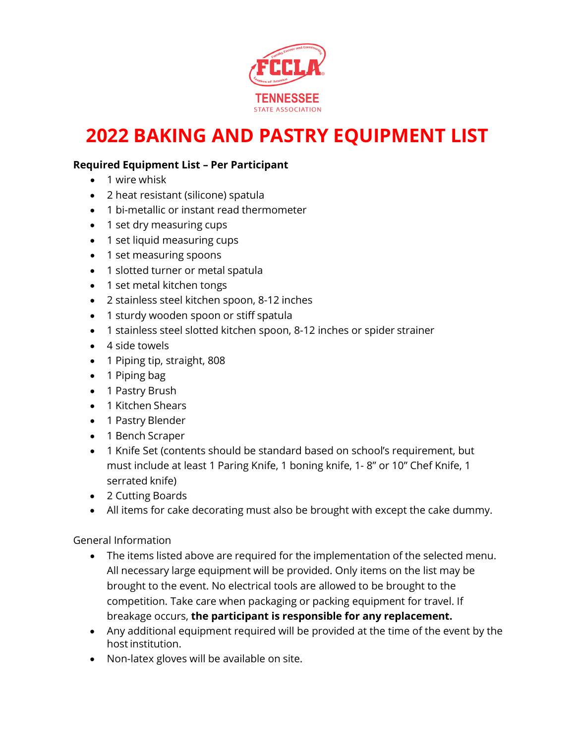# 2022 BAKING AND PASTRY EQUIPMENT LIST

**Required Equipment List – Per Participant**

- 1 wire whisk
- 2 heat resistant (silicone) spatula
- 1 bi-metallic or instant read thermometer
- 1 set dry measuring cups
- 1 set liquid measuring cups
- 1 set measuring spoons
- 1 slotted turner or metal spatula
- 1 set metal kitchen tongs
- 2 stainless steel kitchen spoon, 8-12 inches
- 1 sturdy wooden spoon or stiff spatula
- 1 stainless steel slotted kitchen spoon, 8-12 inches or spider strainer
- 4 side towels
- 1 Piping tip, straight, 808
- 1 Piping bag
- 1 Pastry Brush
- 1 Kitchen Shears
- 1 Pastry Blender
- 1 Bench Scraper
- 1 Knife Set (contents should be standard based on school's requirement, but must include at least 1 Paring Knife, 1 boning knife, 1- 8" or 10" Chef Knife, 1 serrated knife)
- 2 Cutting Boards
- All items for cake decorating must also be brought with except the cake dummy.

General Information

- The items listed above are required for the implementation of the selected menu. All necessary large equipment will be provided. Only items on the list may be brought to the event. No electrical tools are allowed to be brought to the competition. Take care when packaging or packing equipment for travel. If breakage occurs, **the participant is responsible for any replacement.**
- Any additional equipment required will be provided at the time of the event by the host institution.
- Non-latex gloves will be available on site.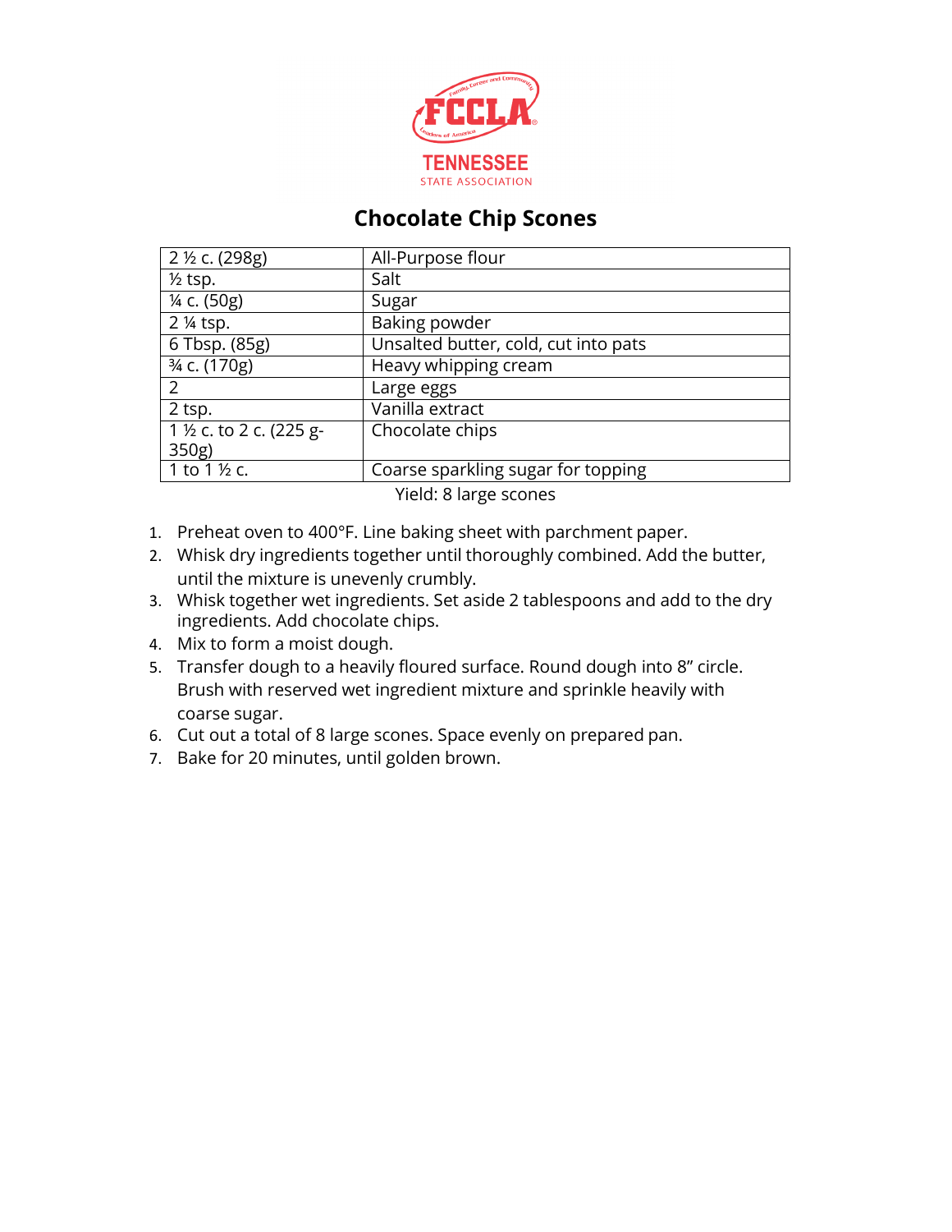TENNESSEE
STATE ASSOCIATION

# Chocolate Chip Scones

| | |
|---|---|
| 2 ½ c. (298g) | All-Purpose flour |
| ½ tsp. | Salt |
| ¼ c. (50g) | Sugar |
| 2 ¼ tsp. | Baking powder |
| 6 Tbsp. (85g) | Unsalted butter, cold, cut into pats |
| ¾ c. (170g) | Heavy whipping cream |
| 2 | Large eggs |
| 2 tsp. | Vanilla extract |
| 1 ½ c. to 2 c. (225 g-350g) | Chocolate chips |
| 1 to 1 ½ c. | Coarse sparkling sugar for topping |

Yield: 8 large scones

1. Preheat oven to 400°F. Line baking sheet with parchment paper.
2. Whisk dry ingredients together until thoroughly combined. Add the butter, until the mixture is unevenly crumbly.
3. Whisk together wet ingredients. Set aside 2 tablespoons and add to the dry ingredients. Add chocolate chips.
4. Mix to form a moist dough.
5. Transfer dough to a heavily floured surface. Round dough into 8" circle. Brush with reserved wet ingredient mixture and sprinkle heavily with coarse sugar.
6. Cut out a total of 8 large scones. Space evenly on prepared pan.
7. Bake for 20 minutes, until golden brown.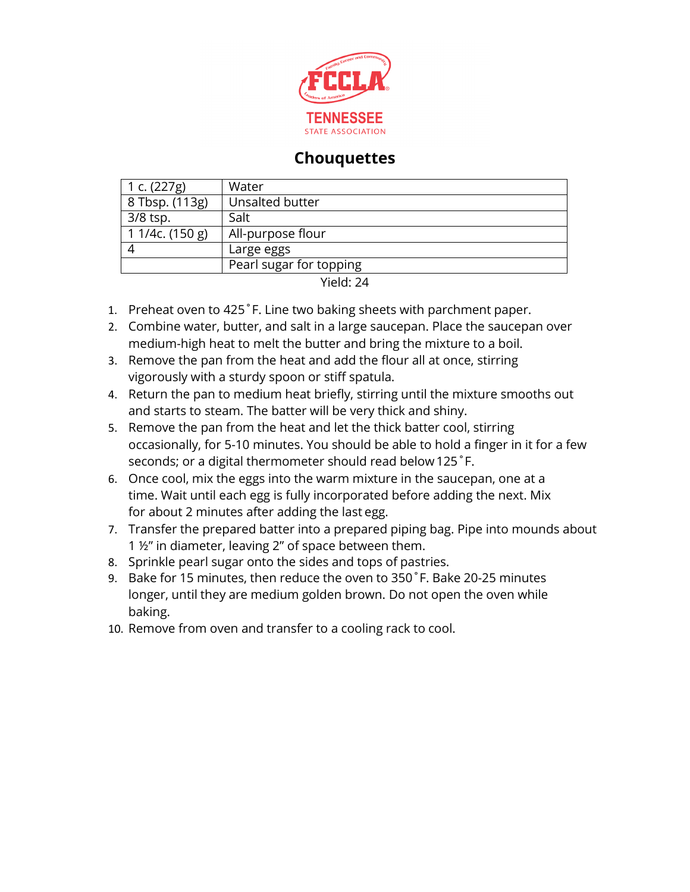# Chouquettes

| 1 c. (227g) | Water |
|---|---|
| 8 Tbsp. (113g) | Unsalted butter |
| 3/8 tsp. | Salt |
| 1 1/4c. (150 g) | All-purpose flour |
| 4 | Large eggs |
| | Pearl sugar for topping |

Yield: 24

1. Preheat oven to 425˚F. Line two baking sheets with parchment paper.
2. Combine water, butter, and salt in a large saucepan. Place the saucepan over medium-high heat to melt the butter and bring the mixture to a boil.
3. Remove the pan from the heat and add the flour all at once, stirring vigorously with a sturdy spoon or stiff spatula.
4. Return the pan to medium heat briefly, stirring until the mixture smooths out and starts to steam. The batter will be very thick and shiny.
5. Remove the pan from the heat and let the thick batter cool, stirring occasionally, for 5-10 minutes. You should be able to hold a finger in it for a few seconds; or a digital thermometer should read below 125˚F.
6. Once cool, mix the eggs into the warm mixture in the saucepan, one at a time. Wait until each egg is fully incorporated before adding the next. Mix for about 2 minutes after adding the last egg.
7. Transfer the prepared batter into a prepared piping bag. Pipe into mounds about 1 ½" in diameter, leaving 2" of space between them.
8. Sprinkle pearl sugar onto the sides and tops of pastries.
9. Bake for 15 minutes, then reduce the oven to 350˚F. Bake 20-25 minutes longer, until they are medium golden brown. Do not open the oven while baking.
10. Remove from oven and transfer to a cooling rack to cool.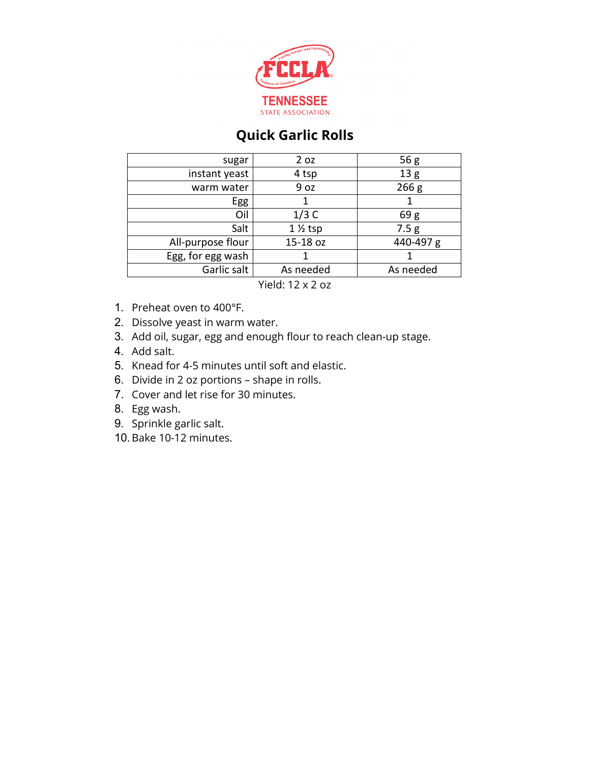# Quick Garlic Rolls

| | | |
|---|---|---|
| sugar | 2 oz | 56 g |
| instant yeast | 4 tsp | 13 g |
| warm water | 9 oz | 266 g |
| Egg | 1 | 1 |
| Oil | 1/3 C | 69 g |
| Salt | 1 ½ tsp | 7.5 g |
| All-purpose flour | 15-18 oz | 440-497 g |
| Egg, for egg wash | 1 | 1 |
| Garlic salt | As needed | As needed |

Yield: 12 x 2 oz

1. Preheat oven to 400°F.
2. Dissolve yeast in warm water.
3. Add oil, sugar, egg and enough flour to reach clean-up stage.
4. Add salt.
5. Knead for 4-5 minutes until soft and elastic.
6. Divide in 2 oz portions – shape in rolls.
7. Cover and let rise for 30 minutes.
8. Egg wash.
9. Sprinkle garlic salt.
10. Bake 10-12 minutes.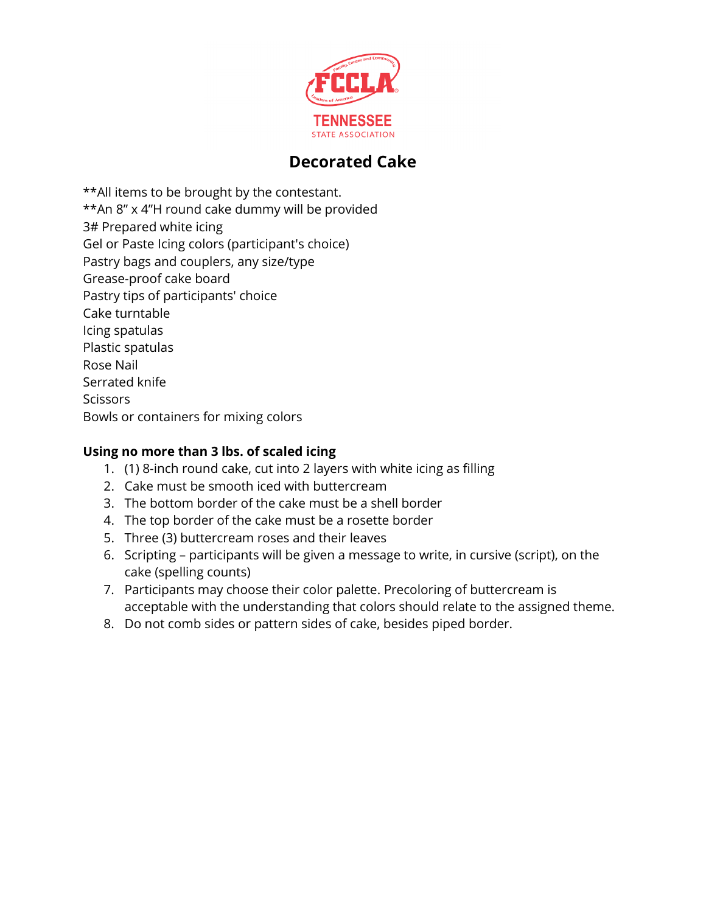FCCLA
TENNESSEE
STATE ASSOCIATION

# Decorated Cake

**All items to be brought by the contestant.
**An 8" x 4"H round cake dummy will be provided
3# Prepared white icing
Gel or Paste Icing colors (participant's choice)
Pastry bags and couplers, any size/type
Grease-proof cake board
Pastry tips of participants' choice
Cake turntable
Icing spatulas
Plastic spatulas
Rose Nail
Serrated knife
Scissors
Bowls or containers for mixing colors

**Using no more than 3 lbs. of scaled icing**

1. (1) 8-inch round cake, cut into 2 layers with white icing as filling
2. Cake must be smooth iced with buttercream
3. The bottom border of the cake must be a shell border
4. The top border of the cake must be a rosette border
5. Three (3) buttercream roses and their leaves
6. Scripting – participants will be given a message to write, in cursive (script), on the cake (spelling counts)
7. Participants may choose their color palette. Precoloring of buttercream is acceptable with the understanding that colors should relate to the assigned theme.
8. Do not comb sides or pattern sides of cake, besides piped border.